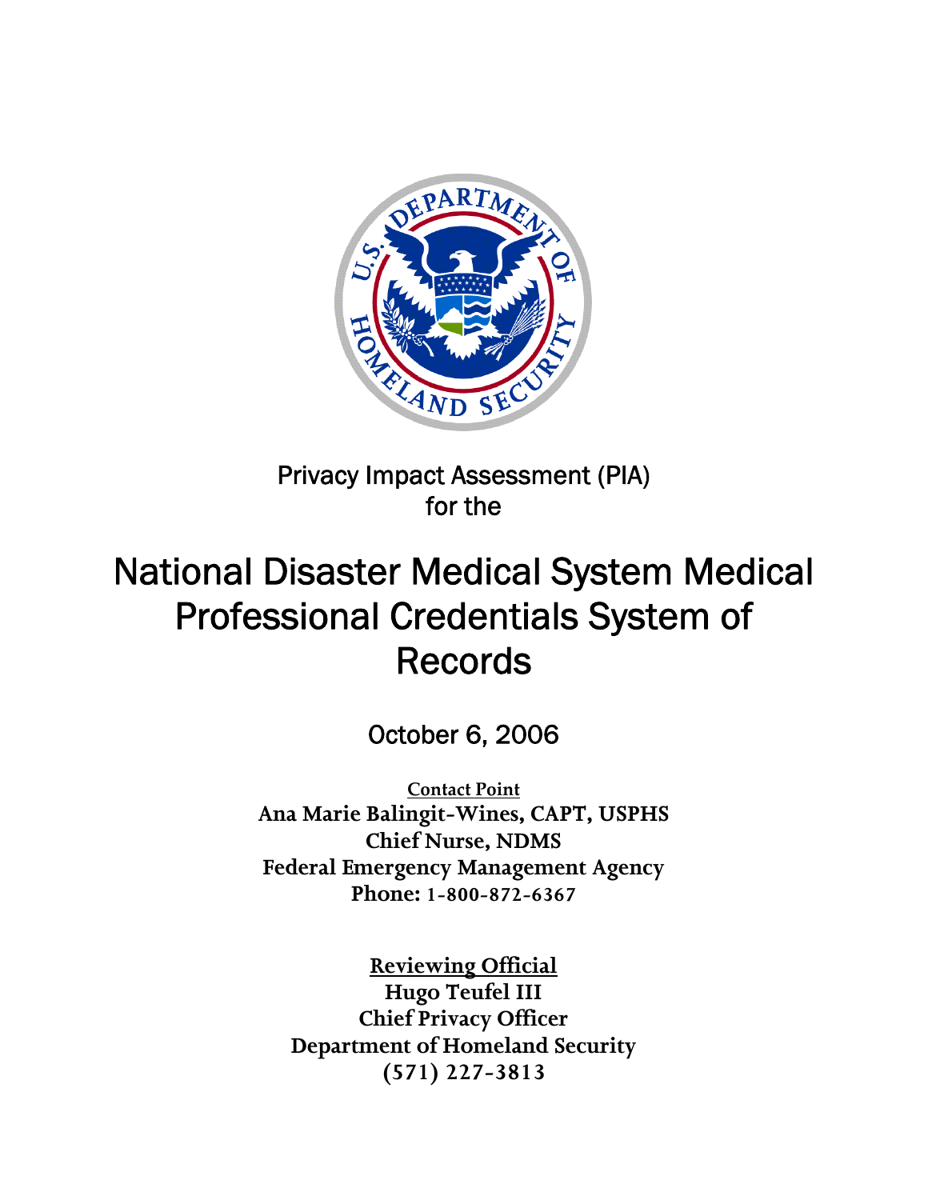Privacy Impact Assessment (PIA)
for the

# National Disaster Medical System Medical Professional Credentials System of Records

October 6, 2006

**Contact Point**
**Ana Marie Balingit-Wines, CAPT, USPHS**
**Chief Nurse, NDMS**
**Federal Emergency Management Agency**
**Phone: 1-800-872-6367**

**Reviewing Official**
**Hugo Teufel III**
**Chief Privacy Officer**
**Department of Homeland Security**
**(571) 227-3813**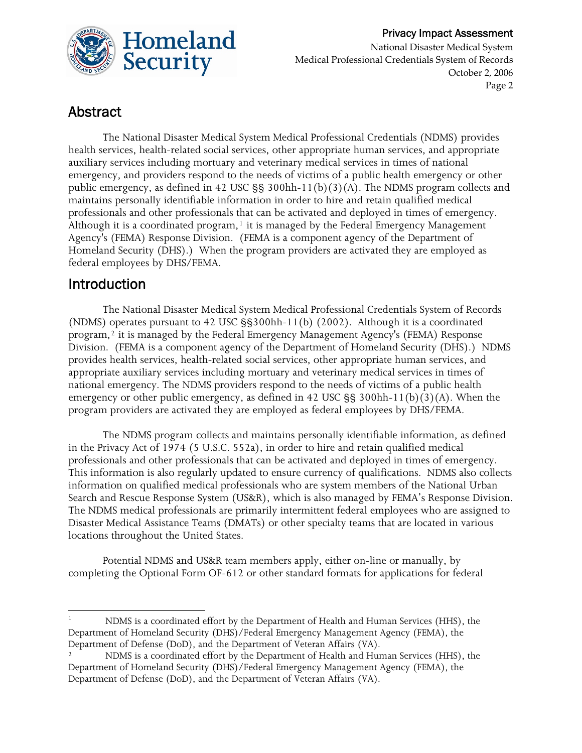## Abstract

The National Disaster Medical System Medical Professional Credentials (NDMS) provides health services, health-related social services, other appropriate human services, and appropriate auxiliary services including mortuary and veterinary medical services in times of national emergency, and providers respond to the needs of victims of a public health emergency or other public emergency, as defined in 42 USC §§ 300hh-11(b)(3)(A). The NDMS program collects and maintains personally identifiable information in order to hire and retain qualified medical professionals and other professionals that can be activated and deployed in times of emergency. Although it is a coordinated program,[1] it is managed by the Federal Emergency Management Agency's (FEMA) Response Division. (FEMA is a component agency of the Department of Homeland Security (DHS).) When the program providers are activated they are employed as federal employees by DHS/FEMA.

## Introduction

The National Disaster Medical System Medical Professional Credentials System of Records (NDMS) operates pursuant to 42 USC §§300hh-11(b) (2002). Although it is a coordinated program,[2] it is managed by the Federal Emergency Management Agency's (FEMA) Response Division. (FEMA is a component agency of the Department of Homeland Security (DHS).) NDMS provides health services, health-related social services, other appropriate human services, and appropriate auxiliary services including mortuary and veterinary medical services in times of national emergency. The NDMS providers respond to the needs of victims of a public health emergency or other public emergency, as defined in 42 USC §§ 300hh-11(b)(3)(A). When the program providers are activated they are employed as federal employees by DHS/FEMA.

The NDMS program collects and maintains personally identifiable information, as defined in the Privacy Act of 1974 (5 U.S.C. 552a), in order to hire and retain qualified medical professionals and other professionals that can be activated and deployed in times of emergency. This information is also regularly updated to ensure currency of qualifications. NDMS also collects information on qualified medical professionals who are system members of the National Urban Search and Rescue Response System (US&R), which is also managed by FEMA's Response Division. The NDMS medical professionals are primarily intermittent federal employees who are assigned to Disaster Medical Assistance Teams (DMATs) or other specialty teams that are located in various locations throughout the United States.

Potential NDMS and US&R team members apply, either on-line or manually, by completing the Optional Form OF-612 or other standard formats for applications for federal

---

[1] NDMS is a coordinated effort by the Department of Health and Human Services (HHS), the Department of Homeland Security (DHS)/Federal Emergency Management Agency (FEMA), the Department of Defense (DoD), and the Department of Veteran Affairs (VA).

[2] NDMS is a coordinated effort by the Department of Health and Human Services (HHS), the Department of Homeland Security (DHS)/Federal Emergency Management Agency (FEMA), the Department of Defense (DoD), and the Department of Veteran Affairs (VA).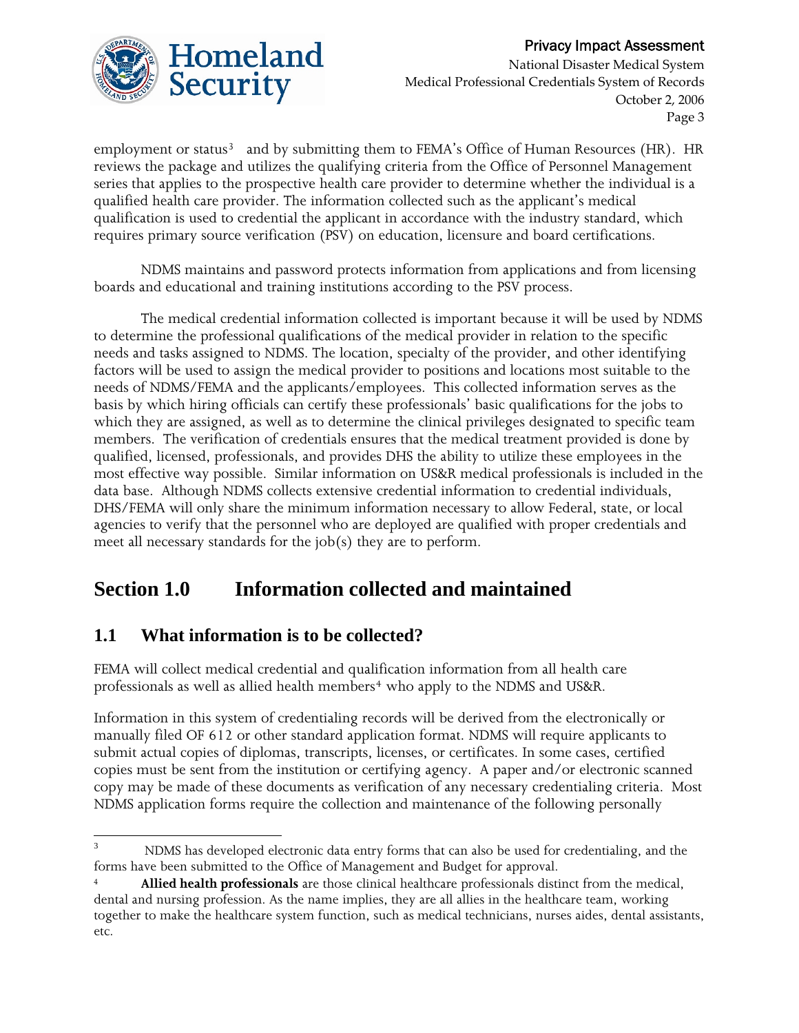employment or status[3] and by submitting them to FEMA's Office of Human Resources (HR). HR reviews the package and utilizes the qualifying criteria from the Office of Personnel Management series that applies to the prospective health care provider to determine whether the individual is a qualified health care provider. The information collected such as the applicant's medical qualification is used to credential the applicant in accordance with the industry standard, which requires primary source verification (PSV) on education, licensure and board certifications.

NDMS maintains and password protects information from applications and from licensing boards and educational and training institutions according to the PSV process.

The medical credential information collected is important because it will be used by NDMS to determine the professional qualifications of the medical provider in relation to the specific needs and tasks assigned to NDMS. The location, specialty of the provider, and other identifying factors will be used to assign the medical provider to positions and locations most suitable to the needs of NDMS/FEMA and the applicants/employees. This collected information serves as the basis by which hiring officials can certify these professionals' basic qualifications for the jobs to which they are assigned, as well as to determine the clinical privileges designated to specific team members. The verification of credentials ensures that the medical treatment provided is done by qualified, licensed, professionals, and provides DHS the ability to utilize these employees in the most effective way possible. Similar information on US&R medical professionals is included in the data base. Although NDMS collects extensive credential information to credential individuals, DHS/FEMA will only share the minimum information necessary to allow Federal, state, or local agencies to verify that the personnel who are deployed are qualified with proper credentials and meet all necessary standards for the job(s) they are to perform.

# Section 1.0 Information collected and maintained

## 1.1 What information is to be collected?

FEMA will collect medical credential and qualification information from all health care professionals as well as allied health members[4] who apply to the NDMS and US&R.

Information in this system of credentialing records will be derived from the electronically or manually filed OF 612 or other standard application format. NDMS will require applicants to submit actual copies of diplomas, transcripts, licenses, or certificates. In some cases, certified copies must be sent from the institution or certifying agency. A paper and/or electronic scanned copy may be made of these documents as verification of any necessary credentialing criteria. Most NDMS application forms require the collection and maintenance of the following personally

---

[3] NDMS has developed electronic data entry forms that can also be used for credentialing, and the forms have been submitted to the Office of Management and Budget for approval.

[4] **Allied health professionals** are those clinical healthcare professionals distinct from the medical, dental and nursing profession. As the name implies, they are all allies in the healthcare team, working together to make the healthcare system function, such as medical technicians, nurses aides, dental assistants, etc.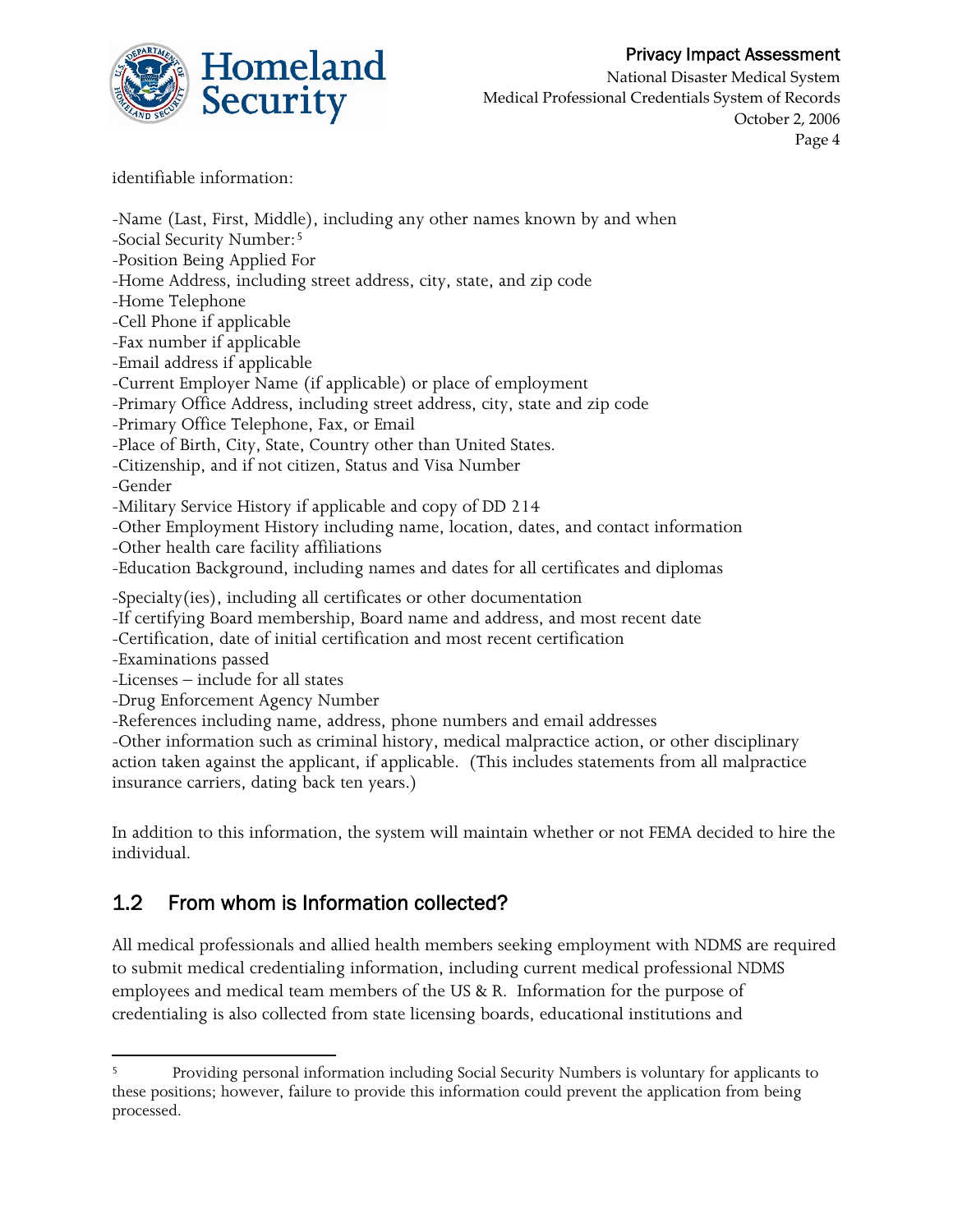identifiable information:

-Name (Last, First, Middle), including any other names known by and when
-Social Security Number:[5]
-Position Being Applied For
-Home Address, including street address, city, state, and zip code
-Home Telephone
-Cell Phone if applicable
-Fax number if applicable
-Email address if applicable
-Current Employer Name (if applicable) or place of employment
-Primary Office Address, including street address, city, state and zip code
-Primary Office Telephone, Fax, or Email
-Place of Birth, City, State, Country other than United States.
-Citizenship, and if not citizen, Status and Visa Number
-Gender
-Military Service History if applicable and copy of DD 214
-Other Employment History including name, location, dates, and contact information
-Other health care facility affiliations
-Education Background, including names and dates for all certificates and diplomas

-Specialty(ies), including all certificates or other documentation
-If certifying Board membership, Board name and address, and most recent date
-Certification, date of initial certification and most recent certification
-Examinations passed
-Licenses – include for all states
-Drug Enforcement Agency Number
-References including name, address, phone numbers and email addresses
-Other information such as criminal history, medical malpractice action, or other disciplinary action taken against the applicant, if applicable. (This includes statements from all malpractice insurance carriers, dating back ten years.)

In addition to this information, the system will maintain whether or not FEMA decided to hire the individual.

## 1.2 From whom is Information collected?

All medical professionals and allied health members seeking employment with NDMS are required to submit medical credentialing information, including current medical professional NDMS employees and medical team members of the US & R. Information for the purpose of credentialing is also collected from state licensing boards, educational institutions and

---

[5] Providing personal information including Social Security Numbers is voluntary for applicants to these positions; however, failure to provide this information could prevent the application from being processed.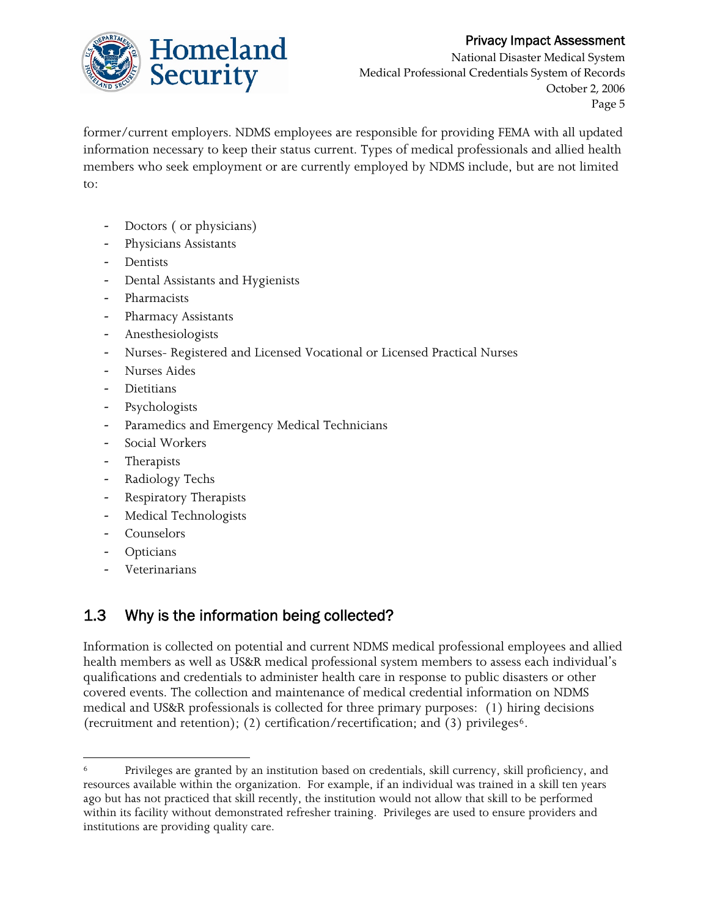former/current employers. NDMS employees are responsible for providing FEMA with all updated information necessary to keep their status current. Types of medical professionals and allied health members who seek employment or are currently employed by NDMS include, but are not limited to:

- Doctors ( or physicians)
- Physicians Assistants
- Dentists
- Dental Assistants and Hygienists
- Pharmacists
- Pharmacy Assistants
- Anesthesiologists
- Nurses- Registered and Licensed Vocational or Licensed Practical Nurses
- Nurses Aides
- Dietitians
- Psychologists
- Paramedics and Emergency Medical Technicians
- Social Workers
- Therapists
- Radiology Techs
- Respiratory Therapists
- Medical Technologists
- Counselors
- Opticians
- Veterinarians

## 1.3 Why is the information being collected?

Information is collected on potential and current NDMS medical professional employees and allied health members as well as US&R medical professional system members to assess each individual's qualifications and credentials to administer health care in response to public disasters or other covered events. The collection and maintenance of medical credential information on NDMS medical and US&R professionals is collected for three primary purposes: (1) hiring decisions (recruitment and retention); (2) certification/recertification; and (3) privileges[6].

[6] Privileges are granted by an institution based on credentials, skill currency, skill proficiency, and resources available within the organization. For example, if an individual was trained in a skill ten years ago but has not practiced that skill recently, the institution would not allow that skill to be performed within its facility without demonstrated refresher training. Privileges are used to ensure providers and institutions are providing quality care.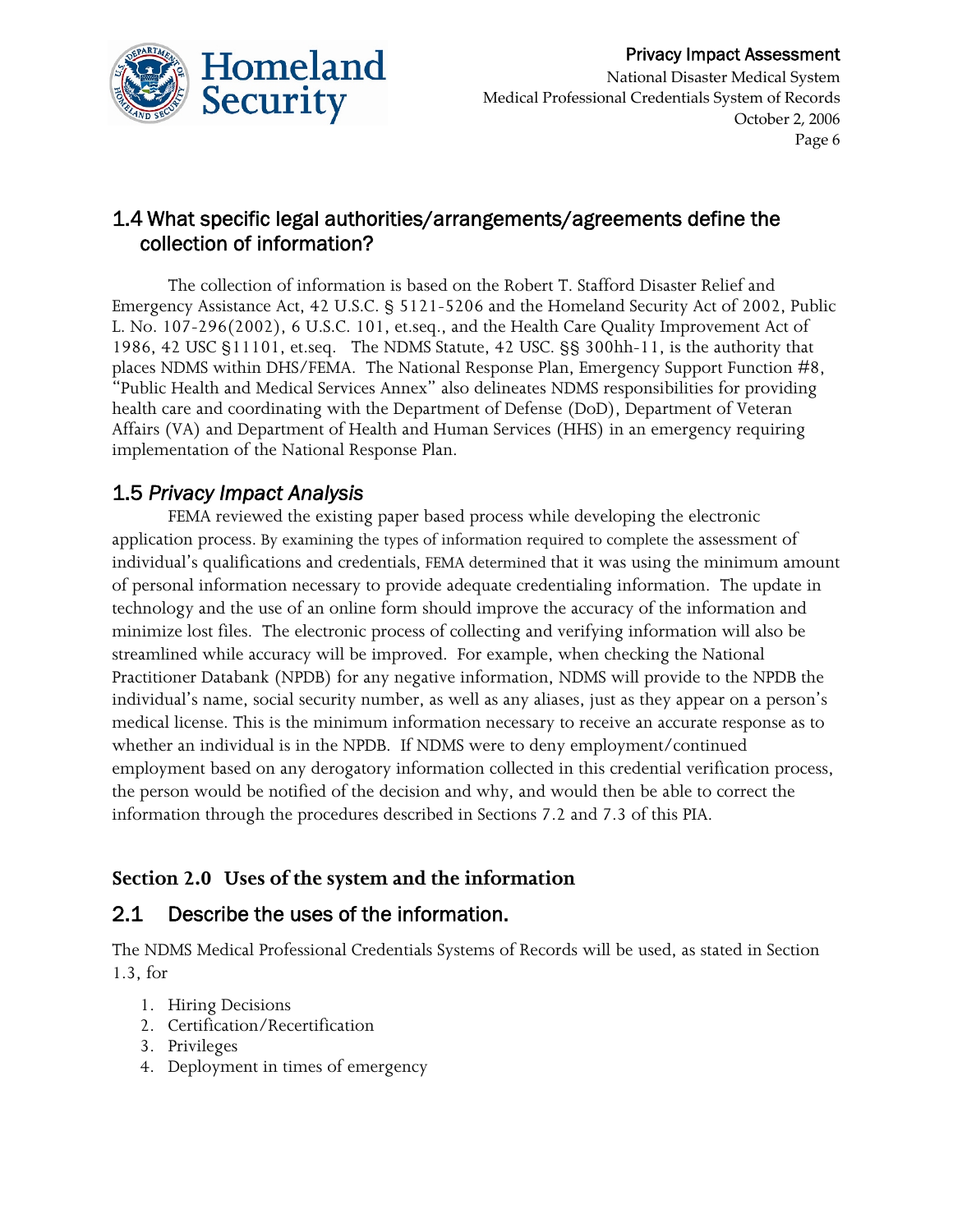### 1.4 What specific legal authorities/arrangements/agreements define the collection of information?

The collection of information is based on the Robert T. Stafford Disaster Relief and Emergency Assistance Act, 42 U.S.C. § 5121-5206 and the Homeland Security Act of 2002, Public L. No. 107-296(2002), 6 U.S.C. 101, et.seq., and the Health Care Quality Improvement Act of 1986, 42 USC §11101, et.seq. The NDMS Statute, 42 USC. §§ 300hh-11, is the authority that places NDMS within DHS/FEMA. The National Response Plan, Emergency Support Function #8, "Public Health and Medical Services Annex" also delineates NDMS responsibilities for providing health care and coordinating with the Department of Defense (DoD), Department of Veteran Affairs (VA) and Department of Health and Human Services (HHS) in an emergency requiring implementation of the National Response Plan.

### 1.5 *Privacy Impact Analysis*

FEMA reviewed the existing paper based process while developing the electronic application process. By examining the types of information required to complete the assessment of individual's qualifications and credentials, FEMA determined that it was using the minimum amount of personal information necessary to provide adequate credentialing information. The update in technology and the use of an online form should improve the accuracy of the information and minimize lost files. The electronic process of collecting and verifying information will also be streamlined while accuracy will be improved. For example, when checking the National Practitioner Databank (NPDB) for any negative information, NDMS will provide to the NPDB the individual's name, social security number, as well as any aliases, just as they appear on a person's medical license. This is the minimum information necessary to receive an accurate response as to whether an individual is in the NPDB. If NDMS were to deny employment/continued employment based on any derogatory information collected in this credential verification process, the person would be notified of the decision and why, and would then be able to correct the information through the procedures described in Sections 7.2 and 7.3 of this PIA.

## Section 2.0 Uses of the system and the information

### 2.1 Describe the uses of the information.

The NDMS Medical Professional Credentials Systems of Records will be used, as stated in Section 1.3, for

1. Hiring Decisions
2. Certification/Recertification
3. Privileges
4. Deployment in times of emergency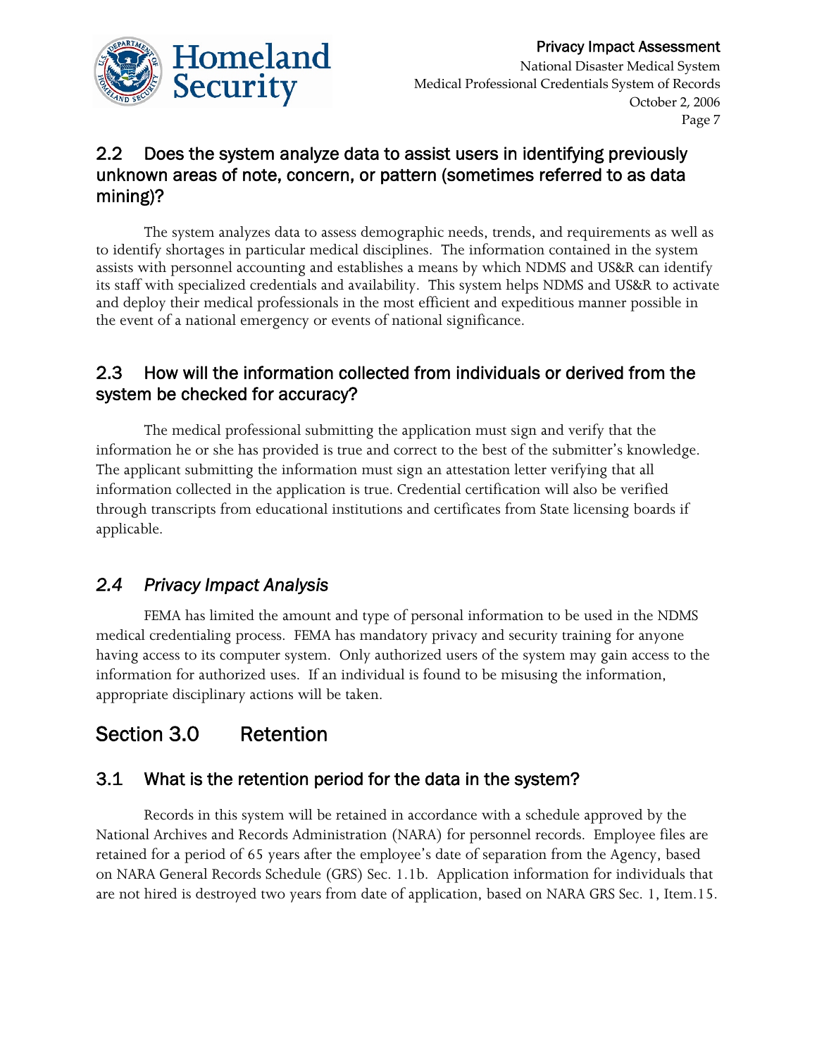### 2.2 Does the system analyze data to assist users in identifying previously unknown areas of note, concern, or pattern (sometimes referred to as data mining)?

The system analyzes data to assess demographic needs, trends, and requirements as well as to identify shortages in particular medical disciplines. The information contained in the system assists with personnel accounting and establishes a means by which NDMS and US&R can identify its staff with specialized credentials and availability. This system helps NDMS and US&R to activate and deploy their medical professionals in the most efficient and expeditious manner possible in the event of a national emergency or events of national significance.

### 2.3 How will the information collected from individuals or derived from the system be checked for accuracy?

The medical professional submitting the application must sign and verify that the information he or she has provided is true and correct to the best of the submitter's knowledge. The applicant submitting the information must sign an attestation letter verifying that all information collected in the application is true. Credential certification will also be verified through transcripts from educational institutions and certificates from State licensing boards if applicable.

### *2.4 Privacy Impact Analysis*

FEMA has limited the amount and type of personal information to be used in the NDMS medical credentialing process. FEMA has mandatory privacy and security training for anyone having access to its computer system. Only authorized users of the system may gain access to the information for authorized uses. If an individual is found to be misusing the information, appropriate disciplinary actions will be taken.

## Section 3.0 Retention

### 3.1 What is the retention period for the data in the system?

Records in this system will be retained in accordance with a schedule approved by the National Archives and Records Administration (NARA) for personnel records. Employee files are retained for a period of 65 years after the employee's date of separation from the Agency, based on NARA General Records Schedule (GRS) Sec. 1.1b. Application information for individuals that are not hired is destroyed two years from date of application, based on NARA GRS Sec. 1, Item.15.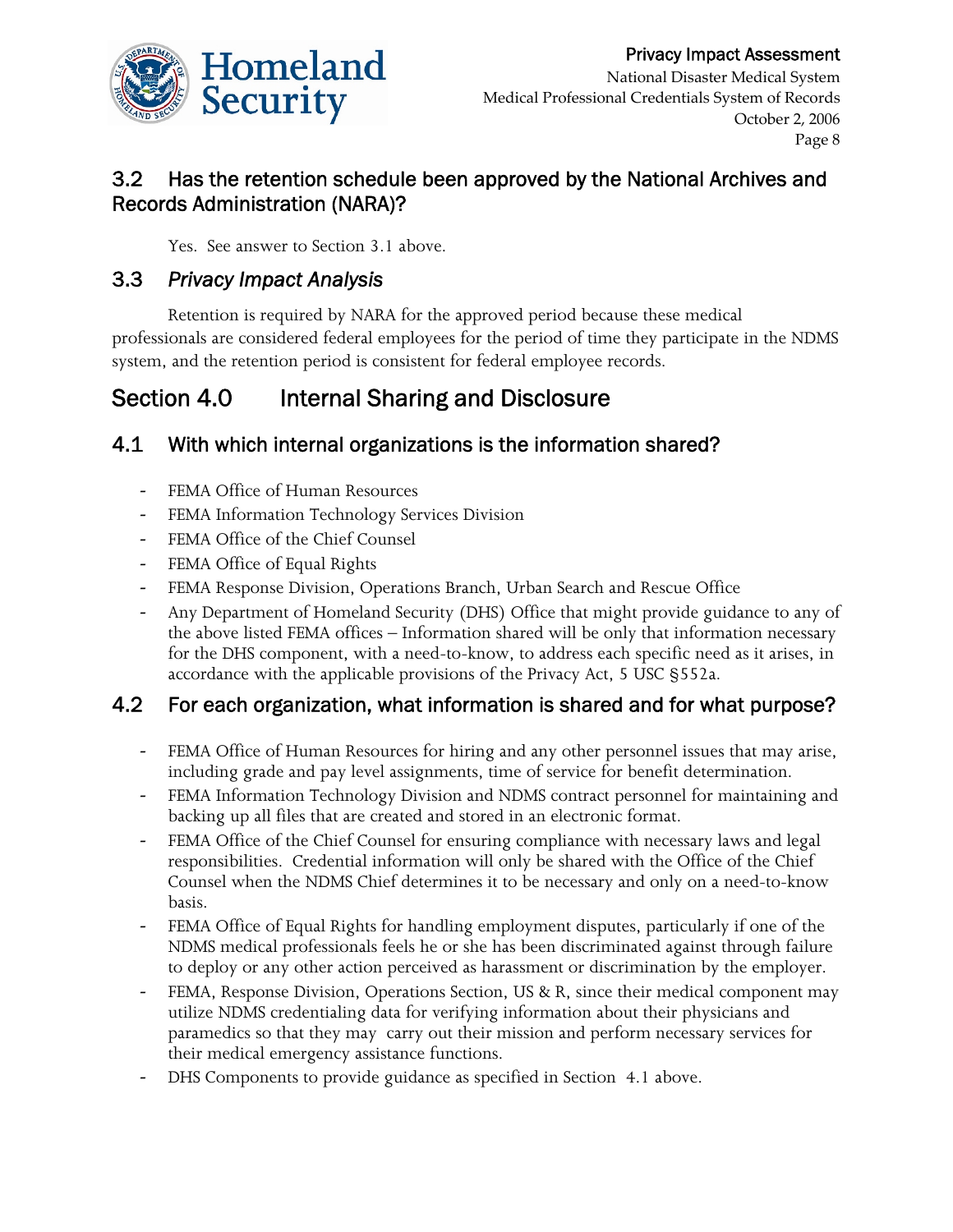## 3.2 Has the retention schedule been approved by the National Archives and Records Administration (NARA)?

Yes. See answer to Section 3.1 above.

## 3.3 *Privacy Impact Analysis*

Retention is required by NARA for the approved period because these medical professionals are considered federal employees for the period of time they participate in the NDMS system, and the retention period is consistent for federal employee records.

# Section 4.0 Internal Sharing and Disclosure

## 4.1 With which internal organizations is the information shared?

- FEMA Office of Human Resources
- FEMA Information Technology Services Division
- FEMA Office of the Chief Counsel
- FEMA Office of Equal Rights
- FEMA Response Division, Operations Branch, Urban Search and Rescue Office
- Any Department of Homeland Security (DHS) Office that might provide guidance to any of the above listed FEMA offices – Information shared will be only that information necessary for the DHS component, with a need-to-know, to address each specific need as it arises, in accordance with the applicable provisions of the Privacy Act, 5 USC §552a.

## 4.2 For each organization, what information is shared and for what purpose?

- FEMA Office of Human Resources for hiring and any other personnel issues that may arise, including grade and pay level assignments, time of service for benefit determination.
- FEMA Information Technology Division and NDMS contract personnel for maintaining and backing up all files that are created and stored in an electronic format.
- FEMA Office of the Chief Counsel for ensuring compliance with necessary laws and legal responsibilities. Credential information will only be shared with the Office of the Chief Counsel when the NDMS Chief determines it to be necessary and only on a need-to-know basis.
- FEMA Office of Equal Rights for handling employment disputes, particularly if one of the NDMS medical professionals feels he or she has been discriminated against through failure to deploy or any other action perceived as harassment or discrimination by the employer.
- FEMA, Response Division, Operations Section, US & R, since their medical component may utilize NDMS credentialing data for verifying information about their physicians and paramedics so that they may carry out their mission and perform necessary services for their medical emergency assistance functions.
- DHS Components to provide guidance as specified in Section 4.1 above.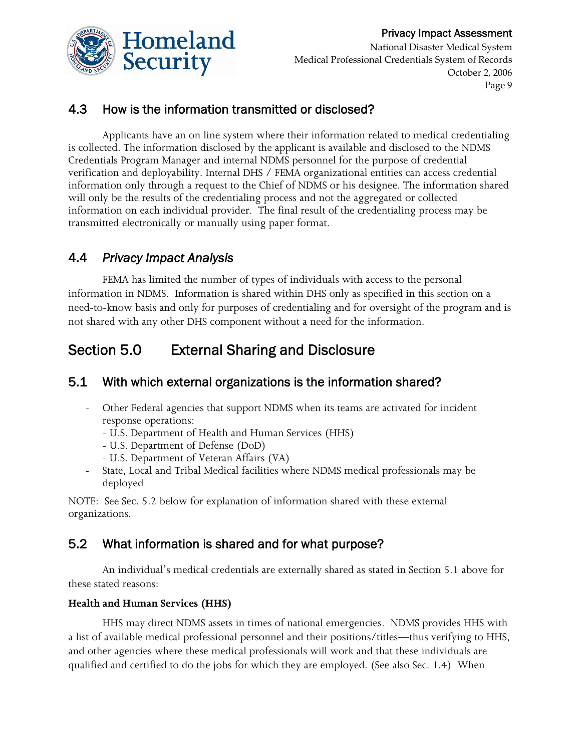### 4.3 How is the information transmitted or disclosed?

Applicants have an on line system where their information related to medical credentialing is collected. The information disclosed by the applicant is available and disclosed to the NDMS Credentials Program Manager and internal NDMS personnel for the purpose of credential verification and deployability. Internal DHS / FEMA organizational entities can access credential information only through a request to the Chief of NDMS or his designee. The information shared will only be the results of the credentialing process and not the aggregated or collected information on each individual provider. The final result of the credentialing process may be transmitted electronically or manually using paper format.

### 4.4 *Privacy Impact Analysis*

FEMA has limited the number of types of individuals with access to the personal information in NDMS. Information is shared within DHS only as specified in this section on a need-to-know basis and only for purposes of credentialing and for oversight of the program and is not shared with any other DHS component without a need for the information.

## Section 5.0 External Sharing and Disclosure

### 5.1 With which external organizations is the information shared?

- Other Federal agencies that support NDMS when its teams are activated for incident response operations:
  - U.S. Department of Health and Human Services (HHS)
  - U.S. Department of Defense (DoD)
  - U.S. Department of Veteran Affairs (VA)
- State, Local and Tribal Medical facilities where NDMS medical professionals may be deployed

NOTE: See Sec. 5.2 below for explanation of information shared with these external organizations.

### 5.2 What information is shared and for what purpose?

An individual's medical credentials are externally shared as stated in Section 5.1 above for these stated reasons:

**Health and Human Services (HHS)**

HHS may direct NDMS assets in times of national emergencies. NDMS provides HHS with a list of available medical professional personnel and their positions/titles—thus verifying to HHS, and other agencies where these medical professionals will work and that these individuals are qualified and certified to do the jobs for which they are employed. (See also Sec. 1.4) When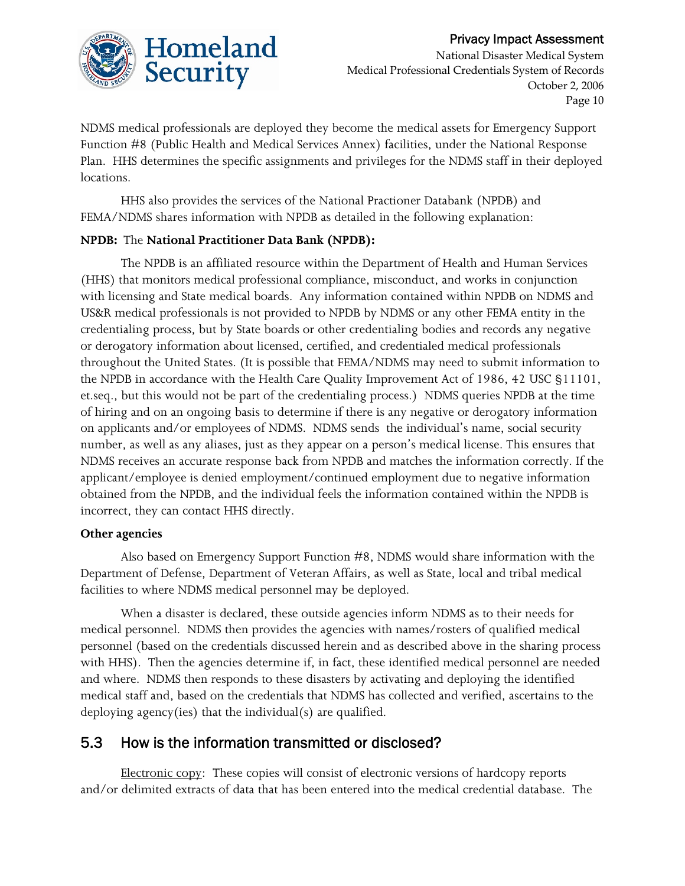NDMS medical professionals are deployed they become the medical assets for Emergency Support Function #8 (Public Health and Medical Services Annex) facilities, under the National Response Plan. HHS determines the specific assignments and privileges for the NDMS staff in their deployed locations.

HHS also provides the services of the National Practioner Databank (NPDB) and FEMA/NDMS shares information with NPDB as detailed in the following explanation:

**NPDB:** The **National Practitioner Data Bank (NPDB):**

The NPDB is an affiliated resource within the Department of Health and Human Services (HHS) that monitors medical professional compliance, misconduct, and works in conjunction with licensing and State medical boards. Any information contained within NPDB on NDMS and US&R medical professionals is not provided to NPDB by NDMS or any other FEMA entity in the credentialing process, but by State boards or other credentialing bodies and records any negative or derogatory information about licensed, certified, and credentialed medical professionals throughout the United States. (It is possible that FEMA/NDMS may need to submit information to the NPDB in accordance with the Health Care Quality Improvement Act of 1986, 42 USC §11101, et.seq., but this would not be part of the credentialing process.) NDMS queries NPDB at the time of hiring and on an ongoing basis to determine if there is any negative or derogatory information on applicants and/or employees of NDMS. NDMS sends the individual's name, social security number, as well as any aliases, just as they appear on a person's medical license. This ensures that NDMS receives an accurate response back from NPDB and matches the information correctly. If the applicant/employee is denied employment/continued employment due to negative information obtained from the NPDB, and the individual feels the information contained within the NPDB is incorrect, they can contact HHS directly.

**Other agencies**

Also based on Emergency Support Function #8, NDMS would share information with the Department of Defense, Department of Veteran Affairs, as well as State, local and tribal medical facilities to where NDMS medical personnel may be deployed.

When a disaster is declared, these outside agencies inform NDMS as to their needs for medical personnel. NDMS then provides the agencies with names/rosters of qualified medical personnel (based on the credentials discussed herein and as described above in the sharing process with HHS). Then the agencies determine if, in fact, these identified medical personnel are needed and where. NDMS then responds to these disasters by activating and deploying the identified medical staff and, based on the credentials that NDMS has collected and verified, ascertains to the deploying agency(ies) that the individual(s) are qualified.

## 5.3 How is the information transmitted or disclosed?

Electronic copy: These copies will consist of electronic versions of hardcopy reports and/or delimited extracts of data that has been entered into the medical credential database. The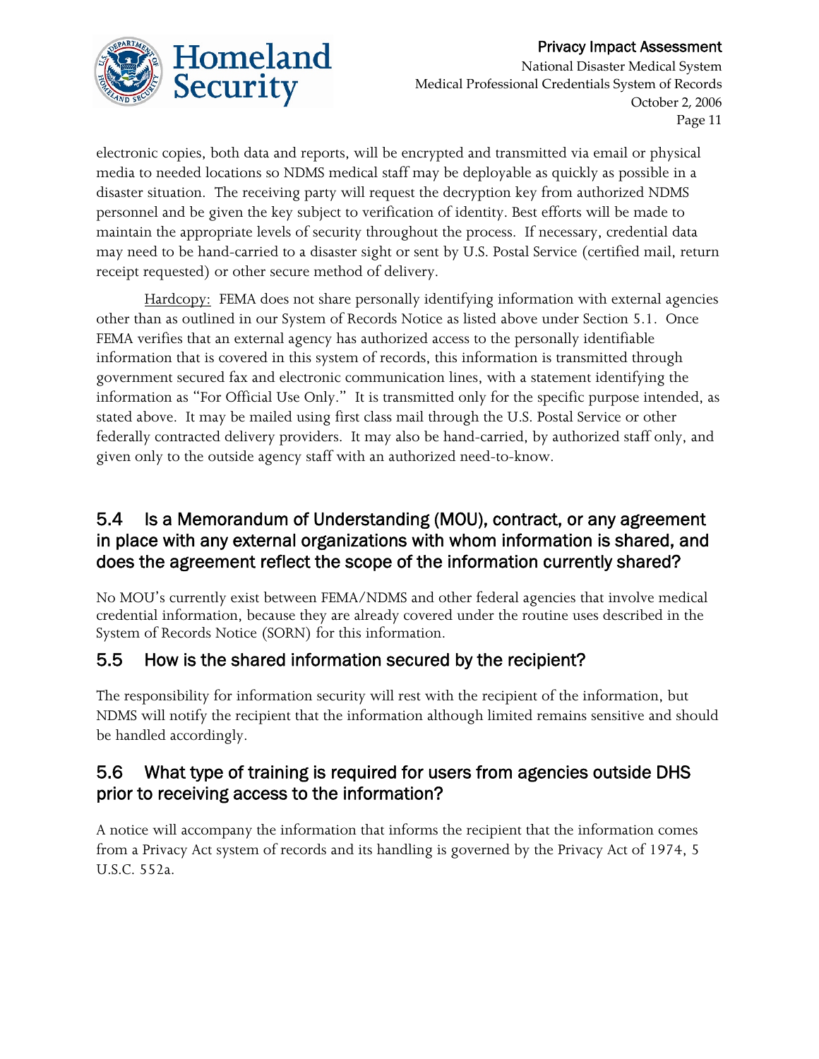electronic copies, both data and reports, will be encrypted and transmitted via email or physical media to needed locations so NDMS medical staff may be deployable as quickly as possible in a disaster situation. The receiving party will request the decryption key from authorized NDMS personnel and be given the key subject to verification of identity. Best efforts will be made to maintain the appropriate levels of security throughout the process. If necessary, credential data may need to be hand-carried to a disaster sight or sent by U.S. Postal Service (certified mail, return receipt requested) or other secure method of delivery.

Hardcopy: FEMA does not share personally identifying information with external agencies other than as outlined in our System of Records Notice as listed above under Section 5.1. Once FEMA verifies that an external agency has authorized access to the personally identifiable information that is covered in this system of records, this information is transmitted through government secured fax and electronic communication lines, with a statement identifying the information as "For Official Use Only." It is transmitted only for the specific purpose intended, as stated above. It may be mailed using first class mail through the U.S. Postal Service or other federally contracted delivery providers. It may also be hand-carried, by authorized staff only, and given only to the outside agency staff with an authorized need-to-know.

## 5.4 Is a Memorandum of Understanding (MOU), contract, or any agreement in place with any external organizations with whom information is shared, and does the agreement reflect the scope of the information currently shared?

No MOU's currently exist between FEMA/NDMS and other federal agencies that involve medical credential information, because they are already covered under the routine uses described in the System of Records Notice (SORN) for this information.

## 5.5 How is the shared information secured by the recipient?

The responsibility for information security will rest with the recipient of the information, but NDMS will notify the recipient that the information although limited remains sensitive and should be handled accordingly.

## 5.6 What type of training is required for users from agencies outside DHS prior to receiving access to the information?

A notice will accompany the information that informs the recipient that the information comes from a Privacy Act system of records and its handling is governed by the Privacy Act of 1974, 5 U.S.C. 552a.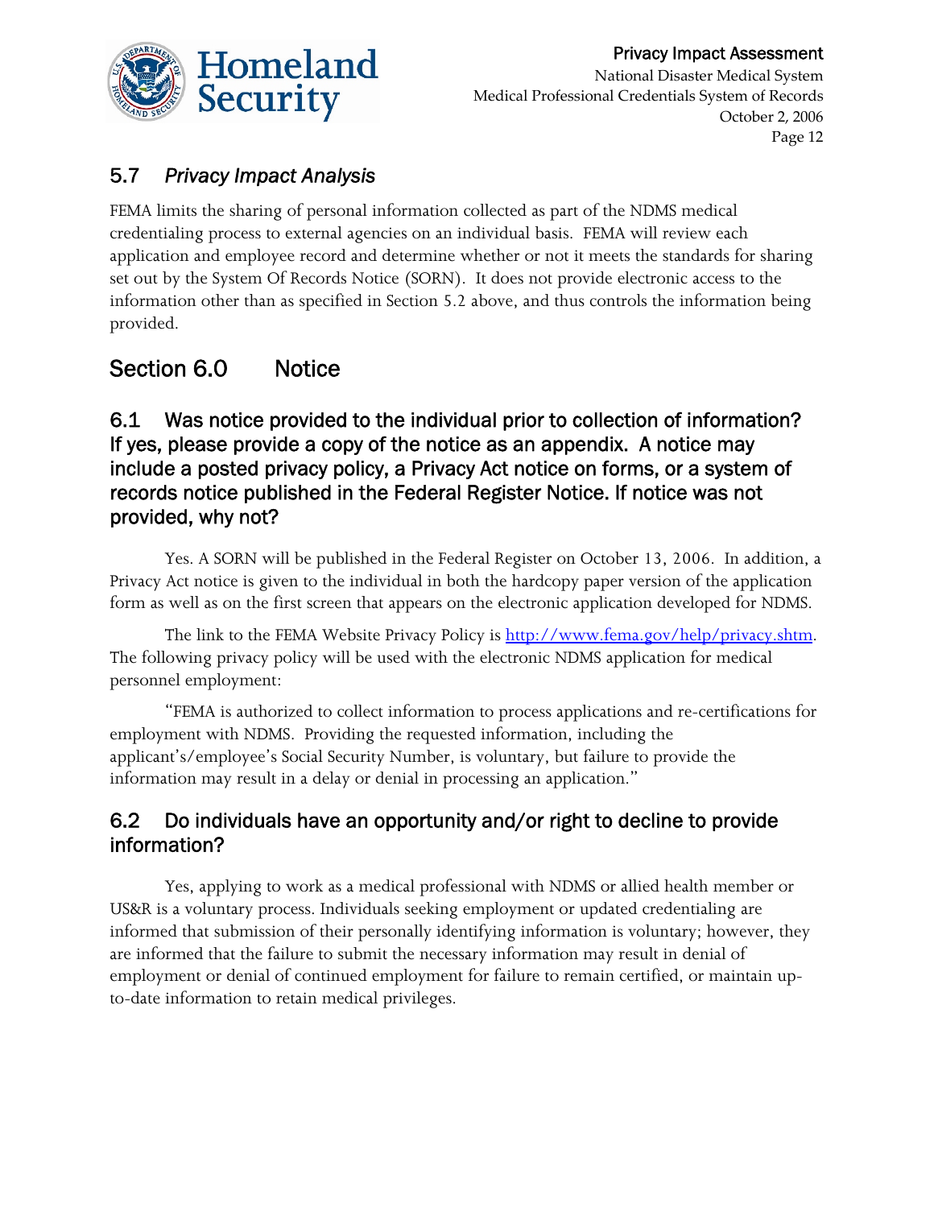### 5.7 *Privacy Impact Analysis*

FEMA limits the sharing of personal information collected as part of the NDMS medical credentialing process to external agencies on an individual basis. FEMA will review each application and employee record and determine whether or not it meets the standards for sharing set out by the System Of Records Notice (SORN). It does not provide electronic access to the information other than as specified in Section 5.2 above, and thus controls the information being provided.

## Section 6.0 Notice

### 6.1 Was notice provided to the individual prior to collection of information? If yes, please provide a copy of the notice as an appendix. A notice may include a posted privacy policy, a Privacy Act notice on forms, or a system of records notice published in the Federal Register Notice. If notice was not provided, why not?

Yes. A SORN will be published in the Federal Register on October 13, 2006. In addition, a Privacy Act notice is given to the individual in both the hardcopy paper version of the application form as well as on the first screen that appears on the electronic application developed for NDMS.

The link to the FEMA Website Privacy Policy is [http://www.fema.gov/help/privacy.shtm](http://www.fema.gov/help/privacy.shtm). The following privacy policy will be used with the electronic NDMS application for medical personnel employment:

"FEMA is authorized to collect information to process applications and re-certifications for employment with NDMS. Providing the requested information, including the applicant's/employee's Social Security Number, is voluntary, but failure to provide the information may result in a delay or denial in processing an application."

### 6.2 Do individuals have an opportunity and/or right to decline to provide information?

Yes, applying to work as a medical professional with NDMS or allied health member or US&R is a voluntary process. Individuals seeking employment or updated credentialing are informed that submission of their personally identifying information is voluntary; however, they are informed that the failure to submit the necessary information may result in denial of employment or denial of continued employment for failure to remain certified, or maintain up-to-date information to retain medical privileges.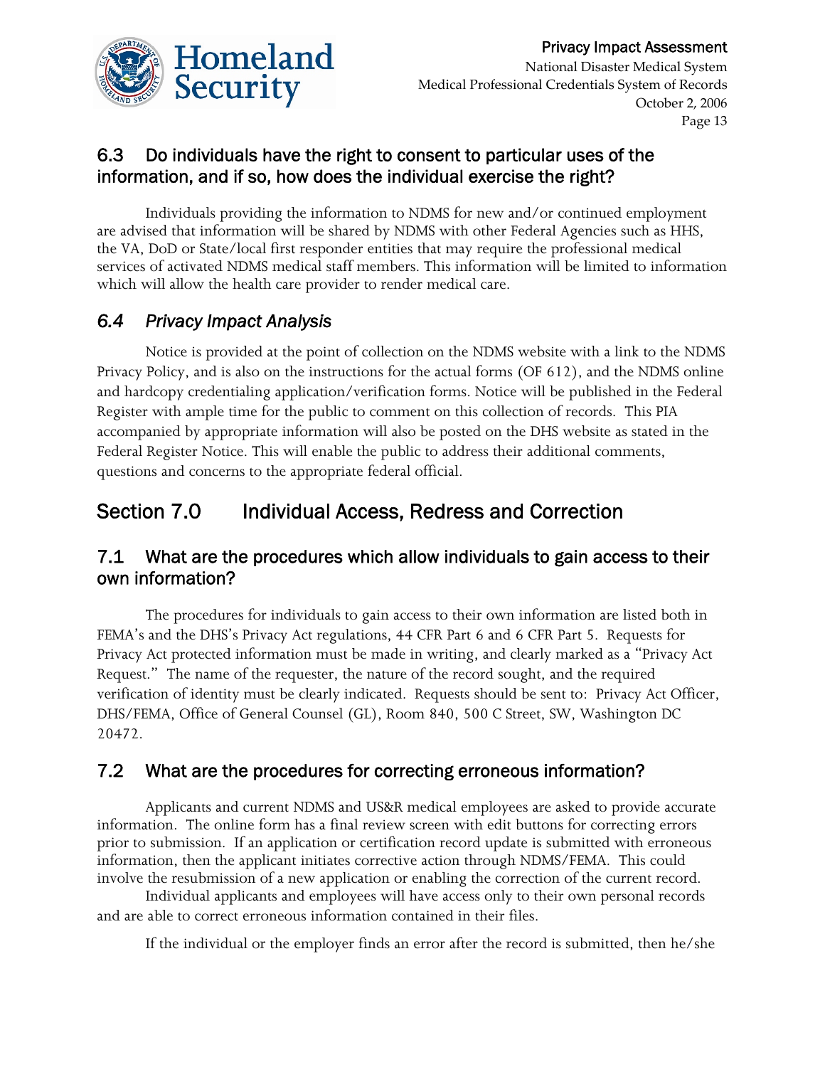### 6.3 Do individuals have the right to consent to particular uses of the information, and if so, how does the individual exercise the right?

Individuals providing the information to NDMS for new and/or continued employment are advised that information will be shared by NDMS with other Federal Agencies such as HHS, the VA, DoD or State/local first responder entities that may require the professional medical services of activated NDMS medical staff members. This information will be limited to information which will allow the health care provider to render medical care.

### *6.4 Privacy Impact Analysis*

Notice is provided at the point of collection on the NDMS website with a link to the NDMS Privacy Policy, and is also on the instructions for the actual forms (OF 612), and the NDMS online and hardcopy credentialing application/verification forms. Notice will be published in the Federal Register with ample time for the public to comment on this collection of records. This PIA accompanied by appropriate information will also be posted on the DHS website as stated in the Federal Register Notice. This will enable the public to address their additional comments, questions and concerns to the appropriate federal official.

## Section 7.0 Individual Access, Redress and Correction

### 7.1 What are the procedures which allow individuals to gain access to their own information?

The procedures for individuals to gain access to their own information are listed both in FEMA's and the DHS's Privacy Act regulations, 44 CFR Part 6 and 6 CFR Part 5. Requests for Privacy Act protected information must be made in writing, and clearly marked as a "Privacy Act Request." The name of the requester, the nature of the record sought, and the required verification of identity must be clearly indicated. Requests should be sent to: Privacy Act Officer, DHS/FEMA, Office of General Counsel (GL), Room 840, 500 C Street, SW, Washington DC 20472.

### 7.2 What are the procedures for correcting erroneous information?

Applicants and current NDMS and US&R medical employees are asked to provide accurate information. The online form has a final review screen with edit buttons for correcting errors prior to submission. If an application or certification record update is submitted with erroneous information, then the applicant initiates corrective action through NDMS/FEMA. This could involve the resubmission of a new application or enabling the correction of the current record.

Individual applicants and employees will have access only to their own personal records and are able to correct erroneous information contained in their files.

If the individual or the employer finds an error after the record is submitted, then he/she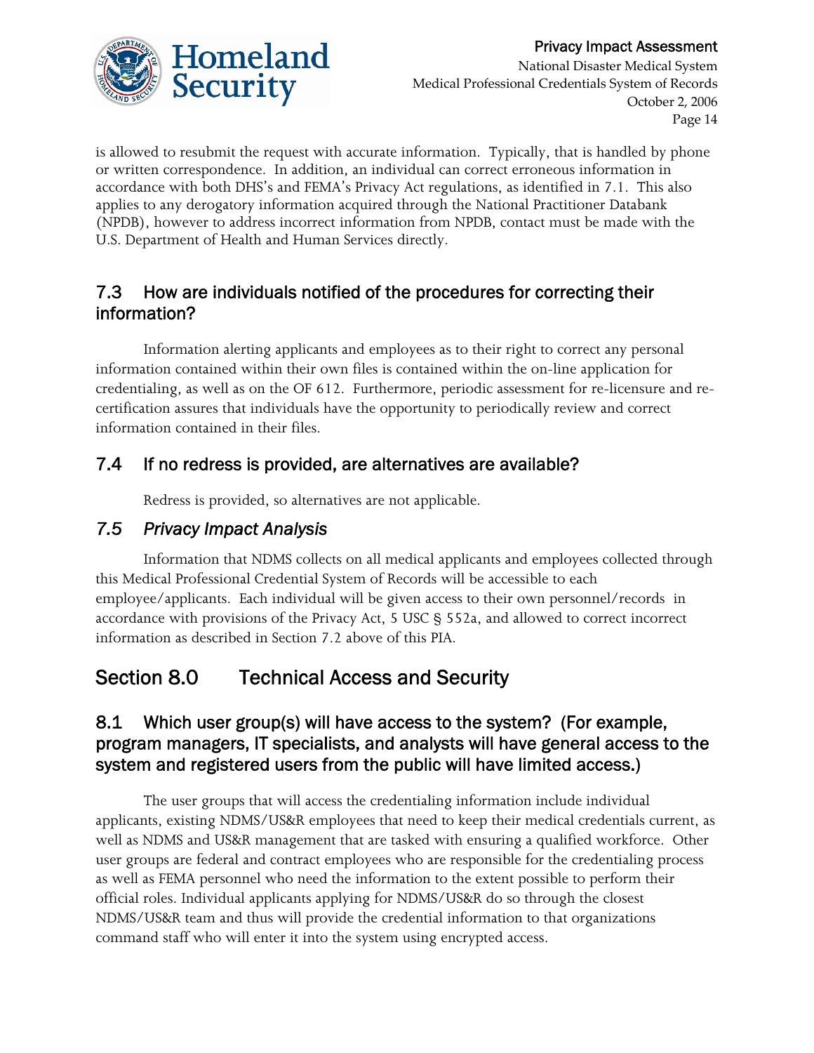is allowed to resubmit the request with accurate information. Typically, that is handled by phone or written correspondence. In addition, an individual can correct erroneous information in accordance with both DHS's and FEMA's Privacy Act regulations, as identified in 7.1. This also applies to any derogatory information acquired through the National Practitioner Databank (NPDB), however to address incorrect information from NPDB, contact must be made with the U.S. Department of Health and Human Services directly.

### 7.3 How are individuals notified of the procedures for correcting their information?

Information alerting applicants and employees as to their right to correct any personal information contained within their own files is contained within the on-line application for credentialing, as well as on the OF 612. Furthermore, periodic assessment for re-licensure and re-certification assures that individuals have the opportunity to periodically review and correct information contained in their files.

### 7.4 If no redress is provided, are alternatives are available?

Redress is provided, so alternatives are not applicable.

### *7.5 Privacy Impact Analysis*

Information that NDMS collects on all medical applicants and employees collected through this Medical Professional Credential System of Records will be accessible to each employee/applicants. Each individual will be given access to their own personnel/records in accordance with provisions of the Privacy Act, 5 USC § 552a, and allowed to correct incorrect information as described in Section 7.2 above of this PIA.

## Section 8.0 Technical Access and Security

### 8.1 Which user group(s) will have access to the system? (For example, program managers, IT specialists, and analysts will have general access to the system and registered users from the public will have limited access.)

The user groups that will access the credentialing information include individual applicants, existing NDMS/US&R employees that need to keep their medical credentials current, as well as NDMS and US&R management that are tasked with ensuring a qualified workforce. Other user groups are federal and contract employees who are responsible for the credentialing process as well as FEMA personnel who need the information to the extent possible to perform their official roles. Individual applicants applying for NDMS/US&R do so through the closest NDMS/US&R team and thus will provide the credential information to that organizations command staff who will enter it into the system using encrypted access.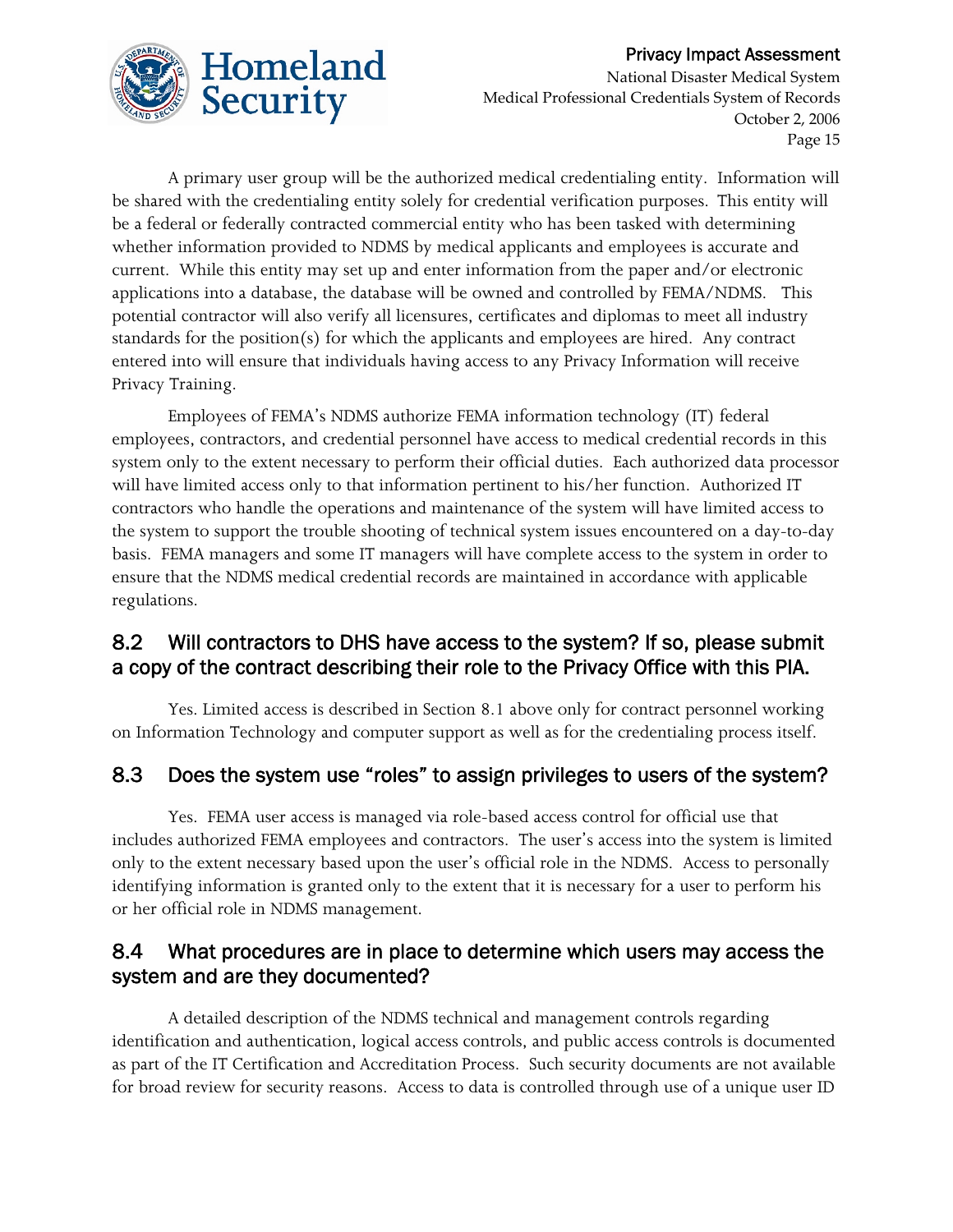A primary user group will be the authorized medical credentialing entity. Information will be shared with the credentialing entity solely for credential verification purposes. This entity will be a federal or federally contracted commercial entity who has been tasked with determining whether information provided to NDMS by medical applicants and employees is accurate and current. While this entity may set up and enter information from the paper and/or electronic applications into a database, the database will be owned and controlled by FEMA/NDMS. This potential contractor will also verify all licensures, certificates and diplomas to meet all industry standards for the position(s) for which the applicants and employees are hired. Any contract entered into will ensure that individuals having access to any Privacy Information will receive Privacy Training.

Employees of FEMA's NDMS authorize FEMA information technology (IT) federal employees, contractors, and credential personnel have access to medical credential records in this system only to the extent necessary to perform their official duties. Each authorized data processor will have limited access only to that information pertinent to his/her function. Authorized IT contractors who handle the operations and maintenance of the system will have limited access to the system to support the trouble shooting of technical system issues encountered on a day-to-day basis. FEMA managers and some IT managers will have complete access to the system in order to ensure that the NDMS medical credential records are maintained in accordance with applicable regulations.

## 8.2 Will contractors to DHS have access to the system? If so, please submit a copy of the contract describing their role to the Privacy Office with this PIA.

Yes. Limited access is described in Section 8.1 above only for contract personnel working on Information Technology and computer support as well as for the credentialing process itself.

## 8.3 Does the system use "roles" to assign privileges to users of the system?

Yes. FEMA user access is managed via role-based access control for official use that includes authorized FEMA employees and contractors. The user's access into the system is limited only to the extent necessary based upon the user's official role in the NDMS. Access to personally identifying information is granted only to the extent that it is necessary for a user to perform his or her official role in NDMS management.

## 8.4 What procedures are in place to determine which users may access the system and are they documented?

A detailed description of the NDMS technical and management controls regarding identification and authentication, logical access controls, and public access controls is documented as part of the IT Certification and Accreditation Process. Such security documents are not available for broad review for security reasons. Access to data is controlled through use of a unique user ID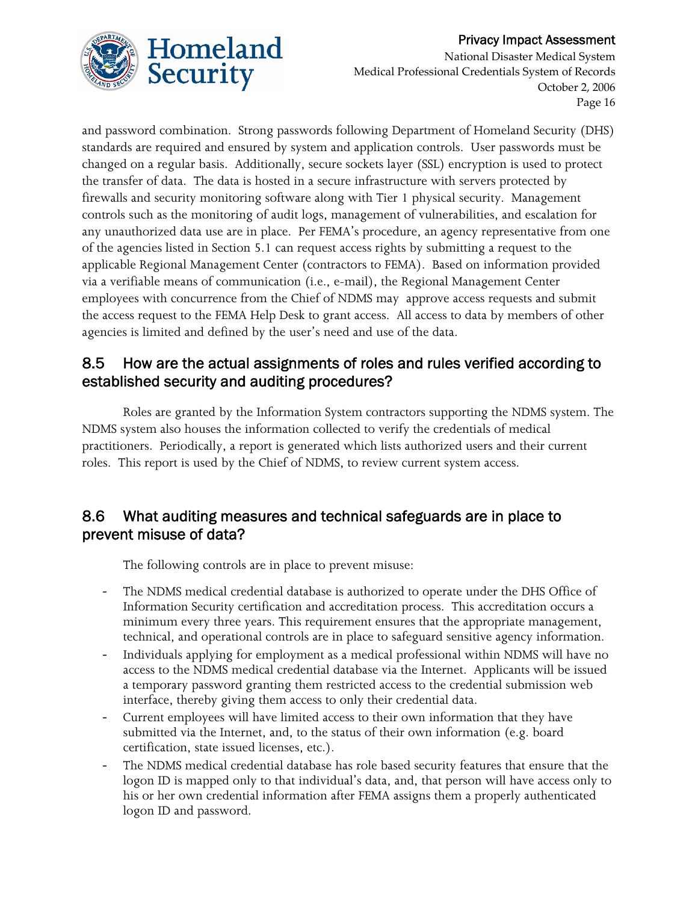and password combination. Strong passwords following Department of Homeland Security (DHS) standards are required and ensured by system and application controls. User passwords must be changed on a regular basis. Additionally, secure sockets layer (SSL) encryption is used to protect the transfer of data. The data is hosted in a secure infrastructure with servers protected by firewalls and security monitoring software along with Tier 1 physical security. Management controls such as the monitoring of audit logs, management of vulnerabilities, and escalation for any unauthorized data use are in place. Per FEMA's procedure, an agency representative from one of the agencies listed in Section 5.1 can request access rights by submitting a request to the applicable Regional Management Center (contractors to FEMA). Based on information provided via a verifiable means of communication (i.e., e-mail), the Regional Management Center employees with concurrence from the Chief of NDMS may approve access requests and submit the access request to the FEMA Help Desk to grant access. All access to data by members of other agencies is limited and defined by the user's need and use of the data.

## 8.5 How are the actual assignments of roles and rules verified according to established security and auditing procedures?

Roles are granted by the Information System contractors supporting the NDMS system. The NDMS system also houses the information collected to verify the credentials of medical practitioners. Periodically, a report is generated which lists authorized users and their current roles. This report is used by the Chief of NDMS, to review current system access.

## 8.6 What auditing measures and technical safeguards are in place to prevent misuse of data?

The following controls are in place to prevent misuse:

- The NDMS medical credential database is authorized to operate under the DHS Office of Information Security certification and accreditation process. This accreditation occurs a minimum every three years. This requirement ensures that the appropriate management, technical, and operational controls are in place to safeguard sensitive agency information.
- Individuals applying for employment as a medical professional within NDMS will have no access to the NDMS medical credential database via the Internet. Applicants will be issued a temporary password granting them restricted access to the credential submission web interface, thereby giving them access to only their credential data.
- Current employees will have limited access to their own information that they have submitted via the Internet, and, to the status of their own information (e.g. board certification, state issued licenses, etc.).
- The NDMS medical credential database has role based security features that ensure that the logon ID is mapped only to that individual's data, and, that person will have access only to his or her own credential information after FEMA assigns them a properly authenticated logon ID and password.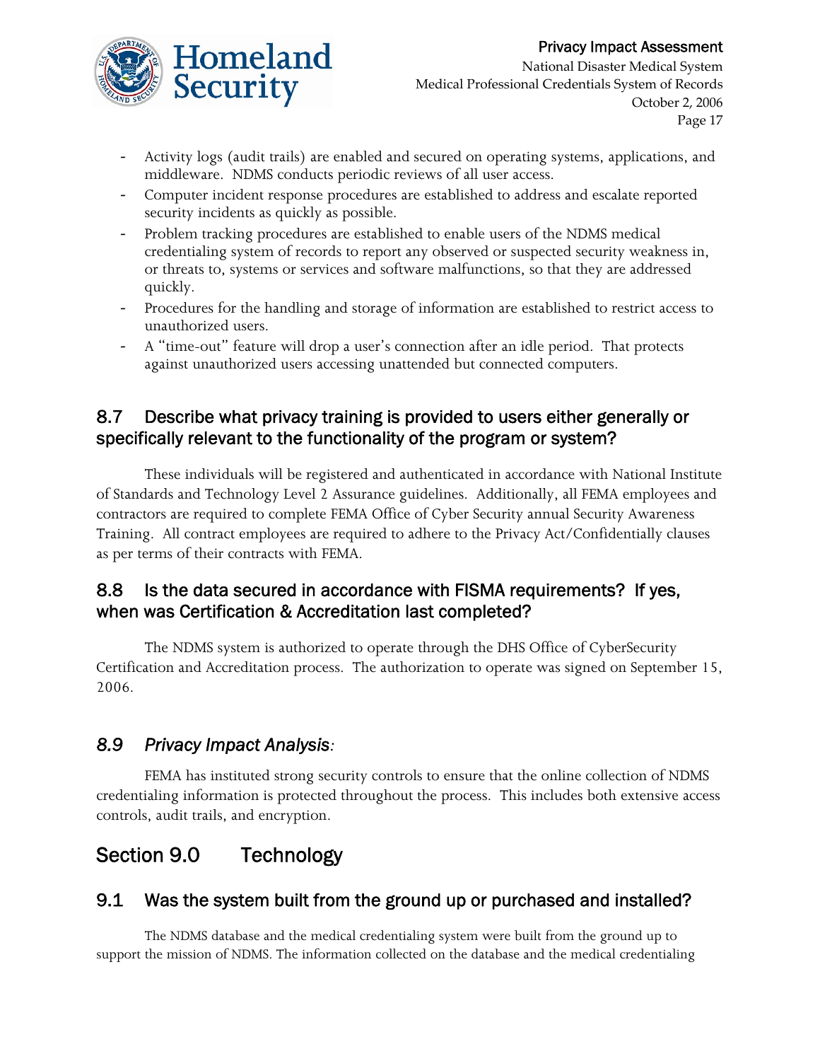- Activity logs (audit trails) are enabled and secured on operating systems, applications, and middleware. NDMS conducts periodic reviews of all user access.
- Computer incident response procedures are established to address and escalate reported security incidents as quickly as possible.
- Problem tracking procedures are established to enable users of the NDMS medical credentialing system of records to report any observed or suspected security weakness in, or threats to, systems or services and software malfunctions, so that they are addressed quickly.
- Procedures for the handling and storage of information are established to restrict access to unauthorized users.
- A "time-out" feature will drop a user's connection after an idle period. That protects against unauthorized users accessing unattended but connected computers.

### 8.7 Describe what privacy training is provided to users either generally or specifically relevant to the functionality of the program or system?

These individuals will be registered and authenticated in accordance with National Institute of Standards and Technology Level 2 Assurance guidelines. Additionally, all FEMA employees and contractors are required to complete FEMA Office of Cyber Security annual Security Awareness Training. All contract employees are required to adhere to the Privacy Act/Confidentially clauses as per terms of their contracts with FEMA.

### 8.8 Is the data secured in accordance with FISMA requirements? If yes, when was Certification & Accreditation last completed?

The NDMS system is authorized to operate through the DHS Office of CyberSecurity Certification and Accreditation process. The authorization to operate was signed on September 15, 2006.

### *8.9 Privacy Impact Analysis:*

FEMA has instituted strong security controls to ensure that the online collection of NDMS credentialing information is protected throughout the process. This includes both extensive access controls, audit trails, and encryption.

## Section 9.0 Technology

### 9.1 Was the system built from the ground up or purchased and installed?

The NDMS database and the medical credentialing system were built from the ground up to support the mission of NDMS. The information collected on the database and the medical credentialing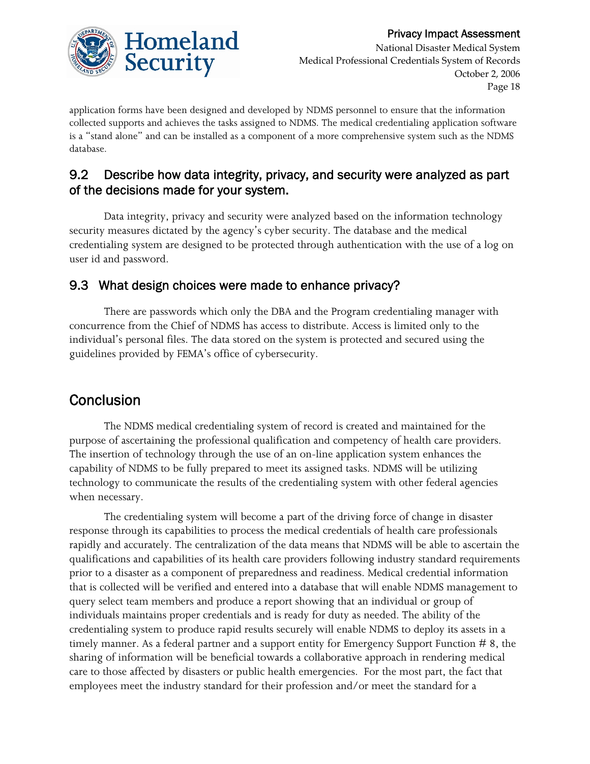application forms have been designed and developed by NDMS personnel to ensure that the information collected supports and achieves the tasks assigned to NDMS. The medical credentialing application software is a "stand alone" and can be installed as a component of a more comprehensive system such as the NDMS database.

## 9.2 Describe how data integrity, privacy, and security were analyzed as part of the decisions made for your system.

Data integrity, privacy and security were analyzed based on the information technology security measures dictated by the agency's cyber security. The database and the medical credentialing system are designed to be protected through authentication with the use of a log on user id and password.

## 9.3 What design choices were made to enhance privacy?

There are passwords which only the DBA and the Program credentialing manager with concurrence from the Chief of NDMS has access to distribute. Access is limited only to the individual's personal files. The data stored on the system is protected and secured using the guidelines provided by FEMA's office of cybersecurity.

# Conclusion

The NDMS medical credentialing system of record is created and maintained for the purpose of ascertaining the professional qualification and competency of health care providers. The insertion of technology through the use of an on-line application system enhances the capability of NDMS to be fully prepared to meet its assigned tasks. NDMS will be utilizing technology to communicate the results of the credentialing system with other federal agencies when necessary.

The credentialing system will become a part of the driving force of change in disaster response through its capabilities to process the medical credentials of health care professionals rapidly and accurately. The centralization of the data means that NDMS will be able to ascertain the qualifications and capabilities of its health care providers following industry standard requirements prior to a disaster as a component of preparedness and readiness. Medical credential information that is collected will be verified and entered into a database that will enable NDMS management to query select team members and produce a report showing that an individual or group of individuals maintains proper credentials and is ready for duty as needed. The ability of the credentialing system to produce rapid results securely will enable NDMS to deploy its assets in a timely manner. As a federal partner and a support entity for Emergency Support Function # 8, the sharing of information will be beneficial towards a collaborative approach in rendering medical care to those affected by disasters or public health emergencies. For the most part, the fact that employees meet the industry standard for their profession and/or meet the standard for a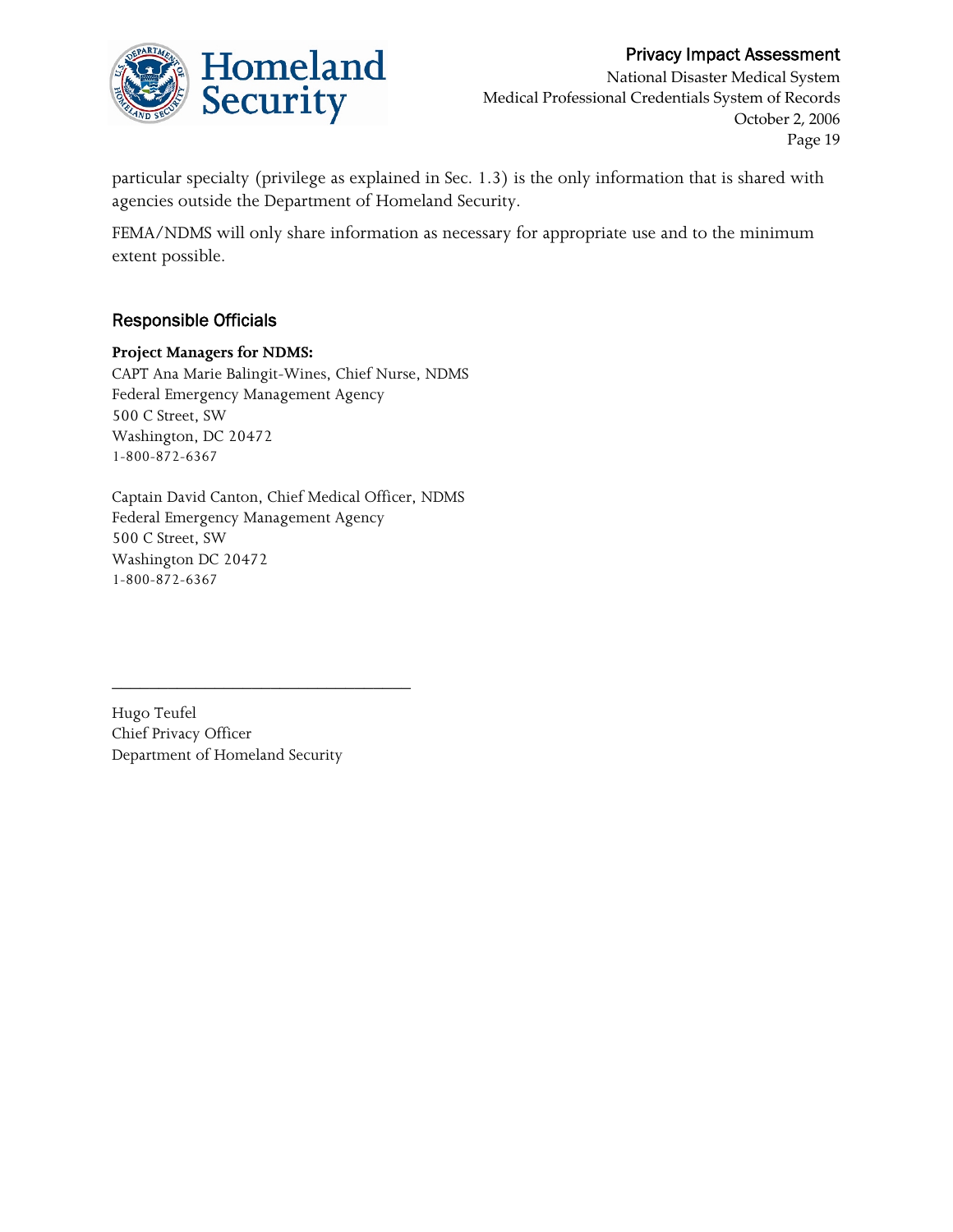particular specialty (privilege as explained in Sec. 1.3) is the only information that is shared with agencies outside the Department of Homeland Security.

FEMA/NDMS will only share information as necessary for appropriate use and to the minimum extent possible.

## Responsible Officials

**Project Managers for NDMS:**
CAPT Ana Marie Balingit-Wines, Chief Nurse, NDMS
Federal Emergency Management Agency
500 C Street, SW
Washington, DC 20472
1-800-872-6367

Captain David Canton, Chief Medical Officer, NDMS
Federal Emergency Management Agency
500 C Street, SW
Washington DC 20472
1-800-872-6367

\_\_\_\_\_\_\_\_\_\_\_\_\_\_\_\_\_\_\_\_\_\_\_\_\_\_\_\_\_\_\_\_\_\_\_\_

Hugo Teufel
Chief Privacy Officer
Department of Homeland Security